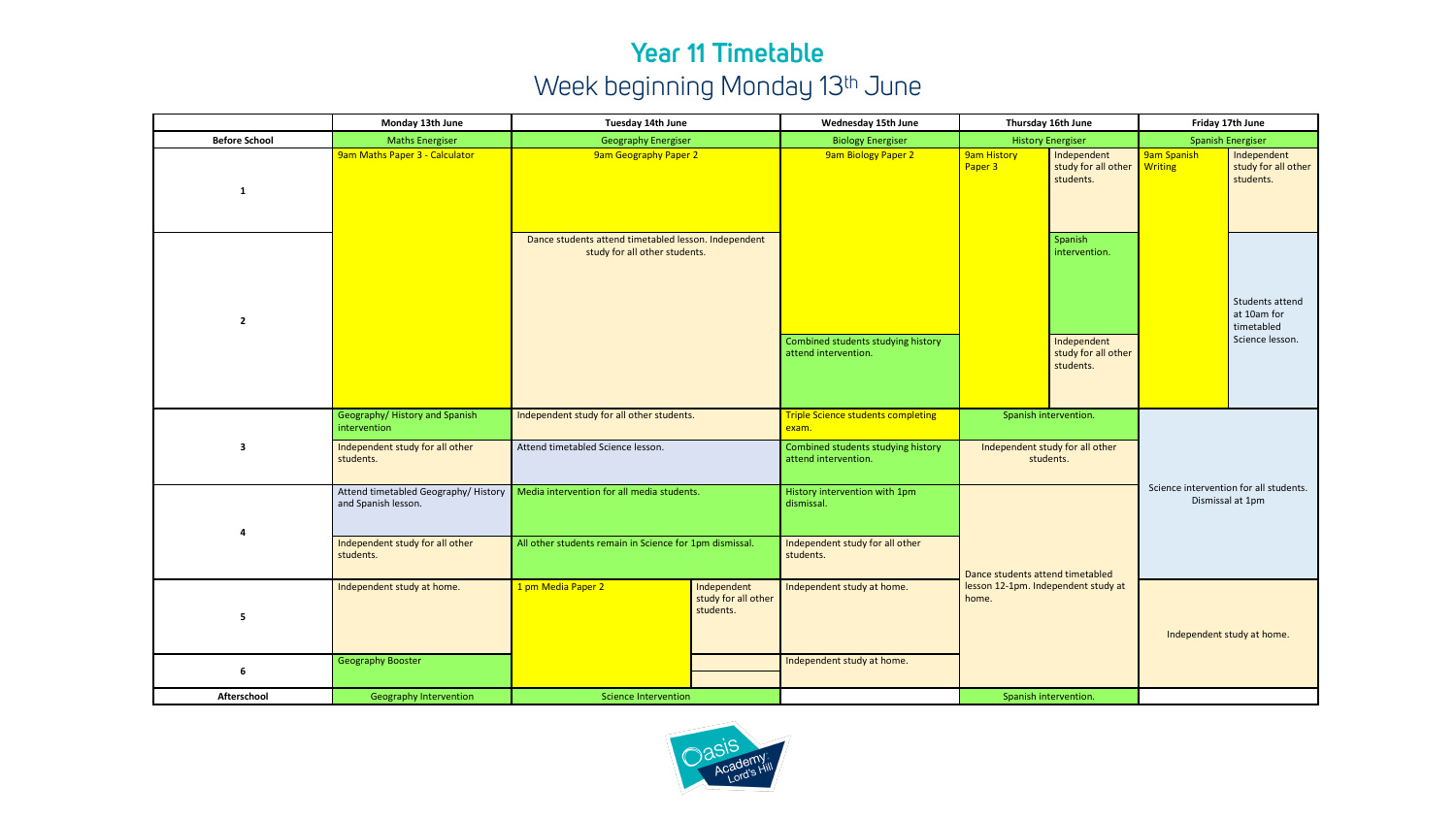# Year 11 Timetable

## Week beginning Monday 13th June

| | Monday 13th June | Tuesday 14th June | Wednesday 15th June | Thursday 16th June | Friday 17th June |
|---|---|---|---|---|---|
| **Before School** | Maths Energiser | Geography Energiser | Biology Energiser | History Energiser | Spanish Energiser |
| **1** | 9am Maths Paper 3 - Calculator | 9am Geography Paper 2 | 9am Biology Paper 2 | 9am History Paper 3 / Independent study for all other students. | 9am Spanish Writing / Independent study for all other students. |
| **2** | (9am Maths Paper 3 - Calculator continued) | Dance students attend timetabled lesson. Independent study for all other students. | (9am Biology Paper 2 continued) / Combined students studying history attend intervention. | (9am History Paper 3 continued) / Spanish intervention. / Independent study for all other students. | (9am Spanish Writing continued) / Students attend at 10am for timetabled Science lesson. |
| **3** | Geography/ History and Spanish intervention / Independent study for all other students. | Independent study for all other students. / Attend timetabled Science lesson. | Triple Science students completing exam. / Combined students studying history attend intervention. | Spanish intervention. / Independent study for all other students. | Science intervention for all students. Dismissal at 1pm |
| **4** | Attend timetabled Geography/ History and Spanish lesson. / Independent study for all other students. | Media intervention for all media students. / All other students remain in Science for 1pm dismissal. | History intervention with 1pm dismissal. / Independent study for all other students. | Dance students attend timetabled lesson 12-1pm. Independent study at home. | (Science intervention for all students. Dismissal at 1pm) |
| **5** | Independent study at home. | 1 pm Media Paper 2 / Independent study for all other students. | Independent study at home. | (Dance students attend timetabled lesson 12-1pm. Independent study at home.) | Independent study at home. |
| **6** | Geography Booster | (1 pm Media Paper 2 continued) | Independent study at home. | (Dance students attend timetabled lesson 12-1pm. Independent study at home.) | (Independent study at home.) |
| **Afterschool** | Geography Intervention | Science Intervention | | Spanish intervention. | |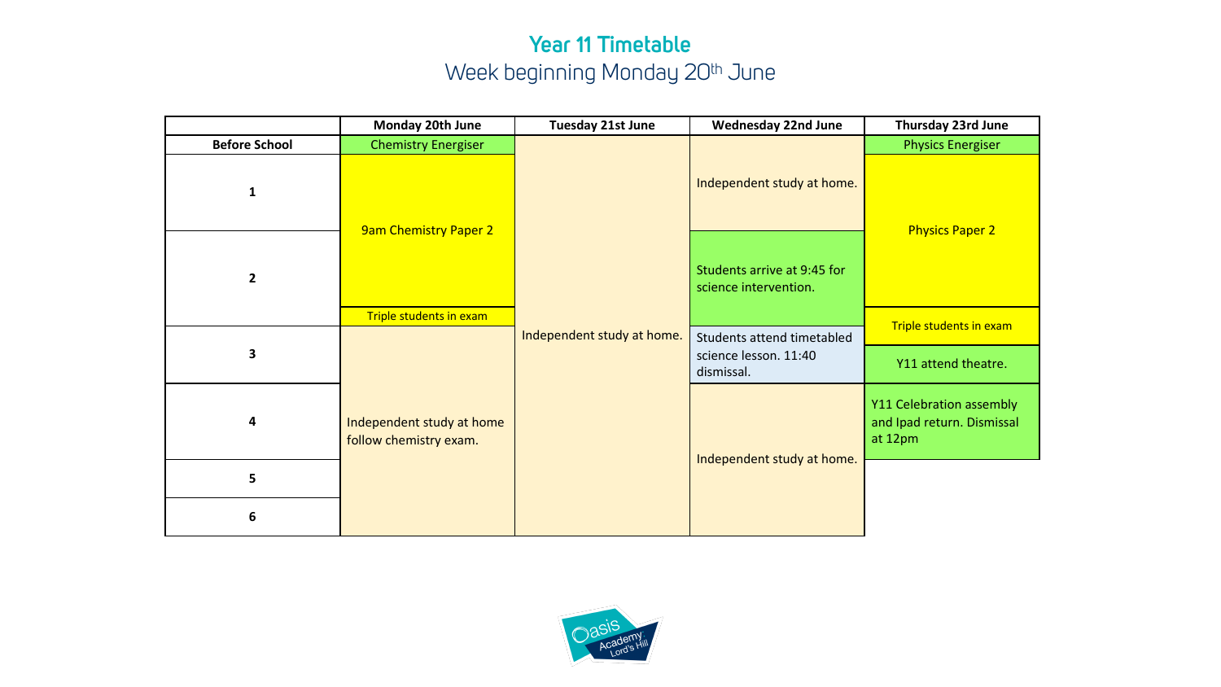# Year 11 Timetable

Week beginning Monday 20th June

| | Monday 20th June | Tuesday 21st June | Wednesday 22nd June | Thursday 23rd June |
| --- | --- | --- | --- | --- |
| Before School | Chemistry Energiser | Independent study at home. | Independent study at home. | Physics Energiser |
| 1 | 9am Chemistry Paper 2 | | | Physics Paper 2 |
| 2 | Triple students in exam | | Students arrive at 9:45 for science intervention. | Triple students in exam |
| 3 | Independent study at home follow chemistry exam. | | Students attend timetabled science lesson. 11:40 dismissal. | Y11 attend theatre. |
| 4 | | | Independent study at home. | Y11 Celebration assembly and Ipad return. Dismissal at 12pm |
| 5 | | | | |
| 6 | | | | |